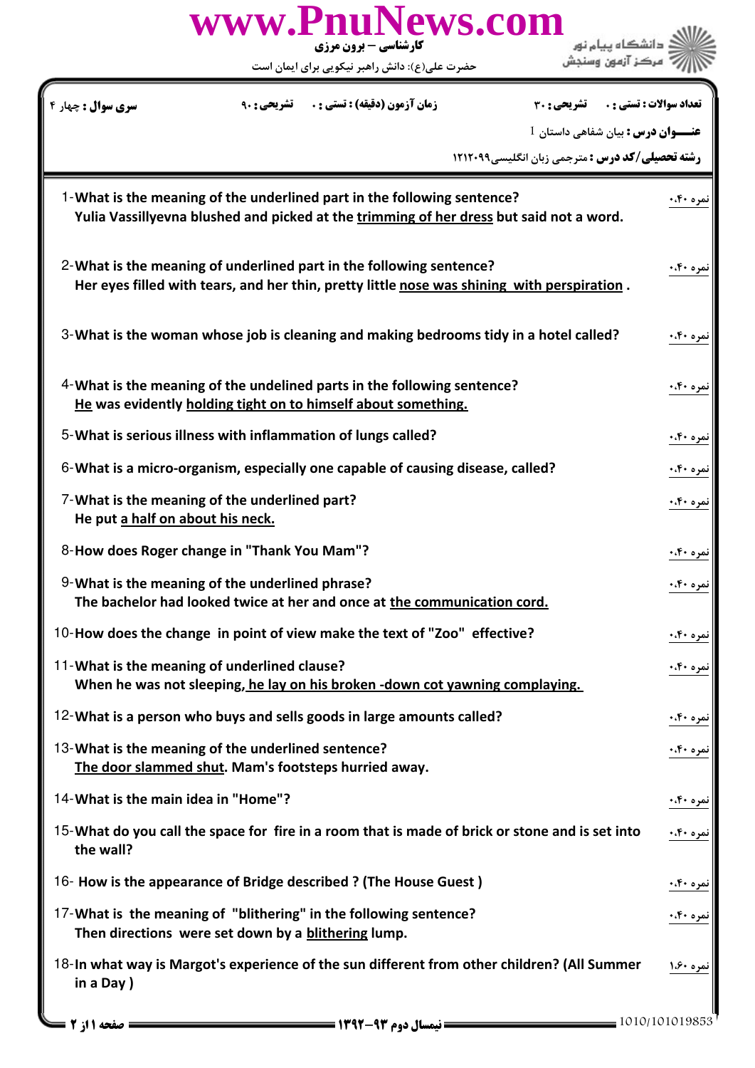کارشناسی – برون مرزی

حضرت علی(ع): دانش راهبر نیکویی برای ایمان است

**تعداد سوالات : تستی : ۰ تشریحی : ۳۰** **زمان آزمون (دقیقه) : تستی : ۰ تشریحی : ۹۰** **سری سوال :** چهار ۴

**عنـــوان درس :** بیان شفاهی داستان 1

**رشته تحصیلی/کد درس :** مترجمی زبان انگلیسی۱۲۱۲۰۹۹

---

1-**What is the meaning of the underlined part in the following sentence?**
**Yulia Vassillyevna blushed and picked at the trimming of her dress but said not a word.** — نمره ۰.۴۰

2-**What is the meaning of underlined part in the following sentence?**
**Her eyes filled with tears, and her thin, pretty little nose was shining with perspiration .** — نمره ۰.۴۰

3-**What is the woman whose job is cleaning and making bedrooms tidy in a hotel called?** — نمره ۰.۴۰

4-**What is the meaning of the undelined parts in the following sentence?**
**He was evidently holding tight on to himself about something.** — نمره ۰.۴۰

5-**What is serious illness with inflammation of lungs called?** — نمره ۰.۴۰

6-**What is a micro-organism, especially one capable of causing disease, called?** — نمره ۰.۴۰

7-**What is the meaning of the underlined part?**
**He put a half on about his neck.** — نمره ۰.۴۰

8-**How does Roger change in "Thank You Mam"?** — نمره ۰.۴۰

9-**What is the meaning of the underlined phrase?**
**The bachelor had looked twice at her and once at the communication cord.** — نمره ۰.۴۰

10-**How does the change in point of view make the text of "Zoo" effective?** — نمره ۰.۴۰

11-**What is the meaning of underlined clause?**
**When he was not sleeping, he lay on his broken -down cot yawning complaying.** — نمره ۰.۴۰

12-**What is a person who buys and sells goods in large amounts called?** — نمره ۰.۴۰

13-**What is the meaning of the underlined sentence?**
**The door slammed shut. Mam's footsteps hurried away.** — نمره ۰.۴۰

14-**What is the main idea in "Home"?** — نمره ۰.۴۰

15-**What do you call the space for fire in a room that is made of brick or stone and is set into the wall?** — نمره ۰.۴۰

16- **How is the appearance of Bridge described ? (The House Guest )** — نمره ۰.۴۰

17-**What is the meaning of "blithering" in the following sentence?**
**Then directions were set down by a blithering lump.** — نمره ۰.۴۰

18-**In what way is Margot's experience of the sun different from other children? (All Summer in a Day )** — نمره ۱.۶۰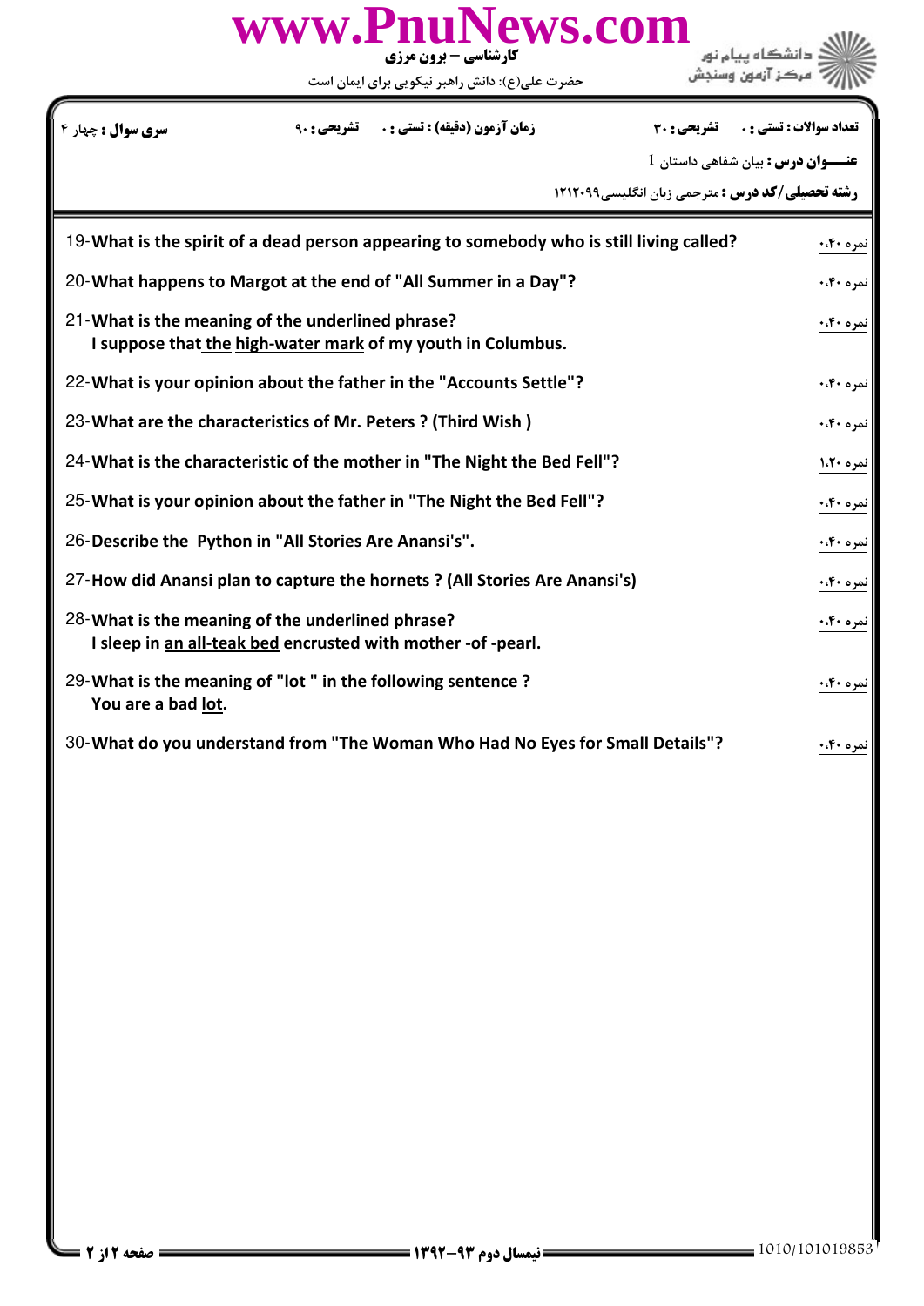| سری سوال : چهار ۴ | زمان آزمون (دقیقه) : تستی : ۰ تشریحی : ۹۰ | تعداد سوالات : تستی : ۰ تشریحی : ۳۰ |
| --- | --- | --- |

**عنـــوان درس :** بیان شفاهی داستان 1

**رشته تحصیلی/کد درس :** مترجمی زبان انگلیسی۱۲۱۲۰۹۹

19-**What is the spirit of a dead person appearing to somebody who is still living called?** — نمره ۰.۴۰

20-**What happens to Margot at the end of "All Summer in a Day"?** — نمره ۰.۴۰

21-**What is the meaning of the underlined phrase?**
**I suppose that the high-water mark of my youth in Columbus.** — نمره ۰.۴۰

22-**What is your opinion about the father in the "Accounts Settle"?** — نمره ۰.۴۰

23-**What are the characteristics of Mr. Peters ? (Third Wish )** — نمره ۰.۴۰

24-**What is the characteristic of the mother in "The Night the Bed Fell"?** — نمره ۱.۲۰

25-**What is your opinion about the father in "The Night the Bed Fell"?** — نمره ۰.۴۰

26-**Describe the Python in "All Stories Are Anansi's".** — نمره ۰.۴۰

27-**How did Anansi plan to capture the hornets ? (All Stories Are Anansi's)** — نمره ۰.۴۰

28-**What is the meaning of the underlined phrase?**
**I sleep in an all-teak bed encrusted with mother -of -pearl.** — نمره ۰.۴۰

29-**What is the meaning of "lot " in the following sentence ?**
**You are a bad lot.** — نمره ۰.۴۰

30-**What do you understand from "The Woman Who Had No Eyes for Small Details"?** — نمره ۰.۴۰